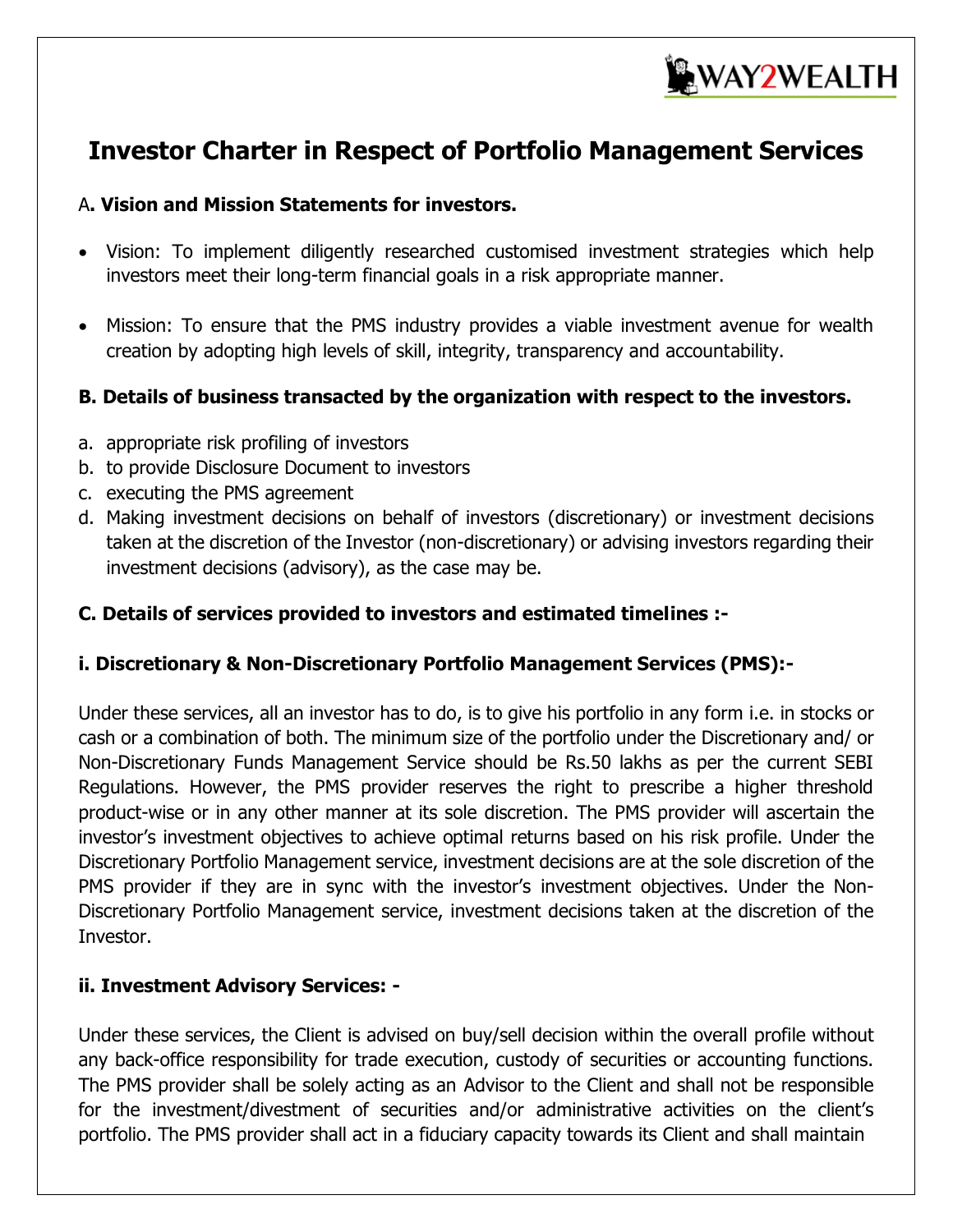# Investor Charter in Respect of Portfolio Management Services

## A. Vision and Mission Statements for investors.

- Vision: To implement diligently researched customised investment strategies which help investors meet their long-term financial goals in a risk appropriate manner.
- Mission: To ensure that the PMS industry provides a viable investment avenue for wealth creation by adopting high levels of skill, integrity, transparency and accountability.

## B. Details of business transacted by the organization with respect to the investors.

a. appropriate risk profiling of investors
b. to provide Disclosure Document to investors
c. executing the PMS agreement
d. Making investment decisions on behalf of investors (discretionary) or investment decisions taken at the discretion of the Investor (non-discretionary) or advising investors regarding their investment decisions (advisory), as the case may be.

## C. Details of services provided to investors and estimated timelines :-

### i. Discretionary & Non-Discretionary Portfolio Management Services (PMS):-

Under these services, all an investor has to do, is to give his portfolio in any form i.e. in stocks or cash or a combination of both. The minimum size of the portfolio under the Discretionary and/ or Non-Discretionary Funds Management Service should be Rs.50 lakhs as per the current SEBI Regulations. However, the PMS provider reserves the right to prescribe a higher threshold product-wise or in any other manner at its sole discretion. The PMS provider will ascertain the investor's investment objectives to achieve optimal returns based on his risk profile. Under the Discretionary Portfolio Management service, investment decisions are at the sole discretion of the PMS provider if they are in sync with the investor's investment objectives. Under the Non-Discretionary Portfolio Management service, investment decisions taken at the discretion of the Investor.

### ii. Investment Advisory Services: -

Under these services, the Client is advised on buy/sell decision within the overall profile without any back-office responsibility for trade execution, custody of securities or accounting functions. The PMS provider shall be solely acting as an Advisor to the Client and shall not be responsible for the investment/divestment of securities and/or administrative activities on the client's portfolio. The PMS provider shall act in a fiduciary capacity towards its Client and shall maintain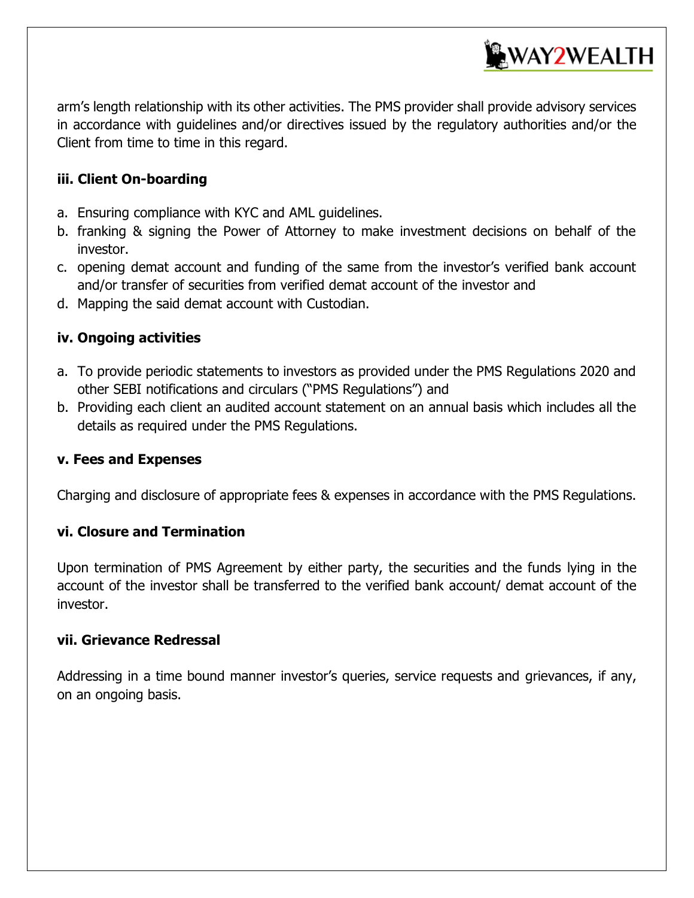arm's length relationship with its other activities. The PMS provider shall provide advisory services in accordance with guidelines and/or directives issued by the regulatory authorities and/or the Client from time to time in this regard.

### iii. Client On-boarding

a. Ensuring compliance with KYC and AML guidelines.
b. franking & signing the Power of Attorney to make investment decisions on behalf of the investor.
c. opening demat account and funding of the same from the investor's verified bank account and/or transfer of securities from verified demat account of the investor and
d. Mapping the said demat account with Custodian.

### iv. Ongoing activities

a. To provide periodic statements to investors as provided under the PMS Regulations 2020 and other SEBI notifications and circulars ("PMS Regulations") and
b. Providing each client an audited account statement on an annual basis which includes all the details as required under the PMS Regulations.

### v. Fees and Expenses

Charging and disclosure of appropriate fees & expenses in accordance with the PMS Regulations.

### vi. Closure and Termination

Upon termination of PMS Agreement by either party, the securities and the funds lying in the account of the investor shall be transferred to the verified bank account/ demat account of the investor.

### vii. Grievance Redressal

Addressing in a time bound manner investor's queries, service requests and grievances, if any, on an ongoing basis.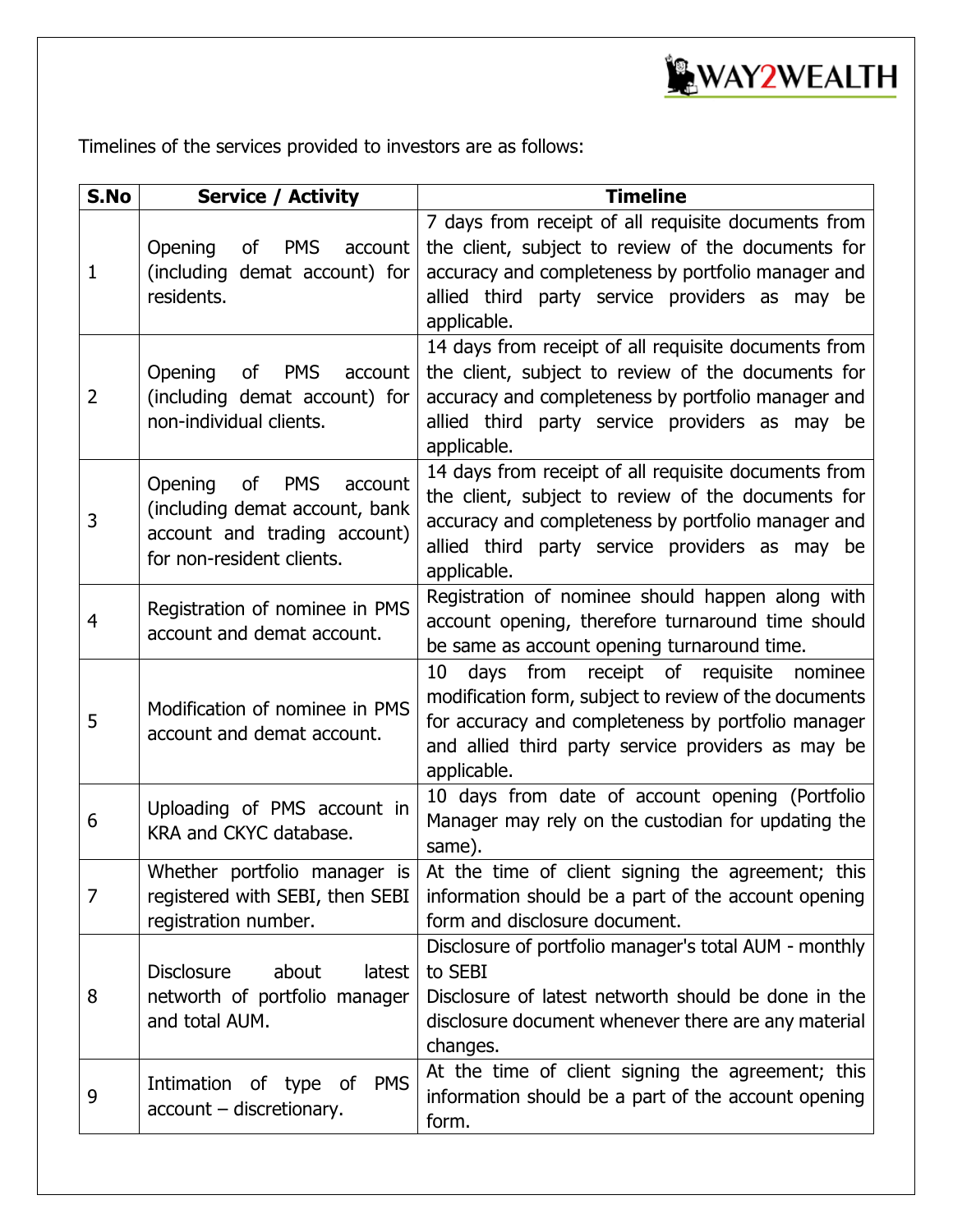Timelines of the services provided to investors are as follows:

| S.No | Service / Activity | Timeline |
|---|---|---|
| 1 | Opening of PMS account (including demat account) for residents. | 7 days from receipt of all requisite documents from the client, subject to review of the documents for accuracy and completeness by portfolio manager and allied third party service providers as may be applicable. |
| 2 | Opening of PMS account (including demat account) for non-individual clients. | 14 days from receipt of all requisite documents from the client, subject to review of the documents for accuracy and completeness by portfolio manager and allied third party service providers as may be applicable. |
| 3 | Opening of PMS account (including demat account, bank account and trading account) for non-resident clients. | 14 days from receipt of all requisite documents from the client, subject to review of the documents for accuracy and completeness by portfolio manager and allied third party service providers as may be applicable. |
| 4 | Registration of nominee in PMS account and demat account. | Registration of nominee should happen along with account opening, therefore turnaround time should be same as account opening turnaround time. |
| 5 | Modification of nominee in PMS account and demat account. | 10 days from receipt of requisite nominee modification form, subject to review of the documents for accuracy and completeness by portfolio manager and allied third party service providers as may be applicable. |
| 6 | Uploading of PMS account in KRA and CKYC database. | 10 days from date of account opening (Portfolio Manager may rely on the custodian for updating the same). |
| 7 | Whether portfolio manager is registered with SEBI, then SEBI registration number. | At the time of client signing the agreement; this information should be a part of the account opening form and disclosure document. |
| 8 | Disclosure about latest networth of portfolio manager and total AUM. | Disclosure of portfolio manager's total AUM - monthly to SEBI<br>Disclosure of latest networth should be done in the disclosure document whenever there are any material changes. |
| 9 | Intimation of type of PMS account – discretionary. | At the time of client signing the agreement; this information should be a part of the account opening form. |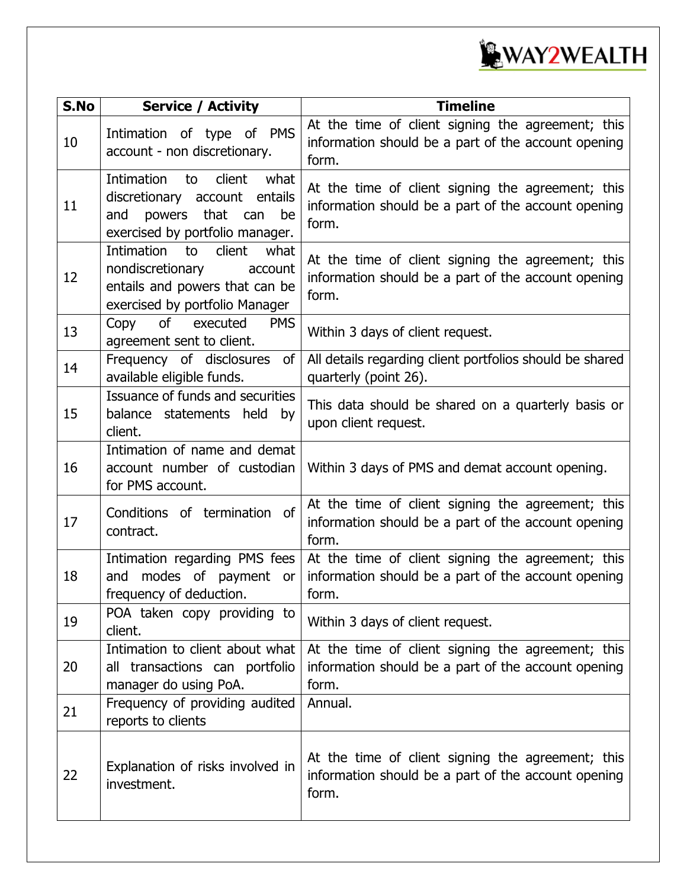| S.No | Service / Activity | Timeline |
|---|---|---|
| 10 | Intimation of type of PMS account - non discretionary. | At the time of client signing the agreement; this information should be a part of the account opening form. |
| 11 | Intimation to client what discretionary account entails and powers that can be exercised by portfolio manager. | At the time of client signing the agreement; this information should be a part of the account opening form. |
| 12 | Intimation to client what nondiscretionary account entails and powers that can be exercised by portfolio Manager | At the time of client signing the agreement; this information should be a part of the account opening form. |
| 13 | Copy of executed PMS agreement sent to client. | Within 3 days of client request. |
| 14 | Frequency of disclosures of available eligible funds. | All details regarding client portfolios should be shared quarterly (point 26). |
| 15 | Issuance of funds and securities balance statements held by client. | This data should be shared on a quarterly basis or upon client request. |
| 16 | Intimation of name and demat account number of custodian for PMS account. | Within 3 days of PMS and demat account opening. |
| 17 | Conditions of termination of contract. | At the time of client signing the agreement; this information should be a part of the account opening form. |
| 18 | Intimation regarding PMS fees and modes of payment or frequency of deduction. | At the time of client signing the agreement; this information should be a part of the account opening form. |
| 19 | POA taken copy providing to client. | Within 3 days of client request. |
| 20 | Intimation to client about what all transactions can portfolio manager do using PoA. | At the time of client signing the agreement; this information should be a part of the account opening form. |
| 21 | Frequency of providing audited reports to clients | Annual. |
| 22 | Explanation of risks involved in investment. | At the time of client signing the agreement; this information should be a part of the account opening form. |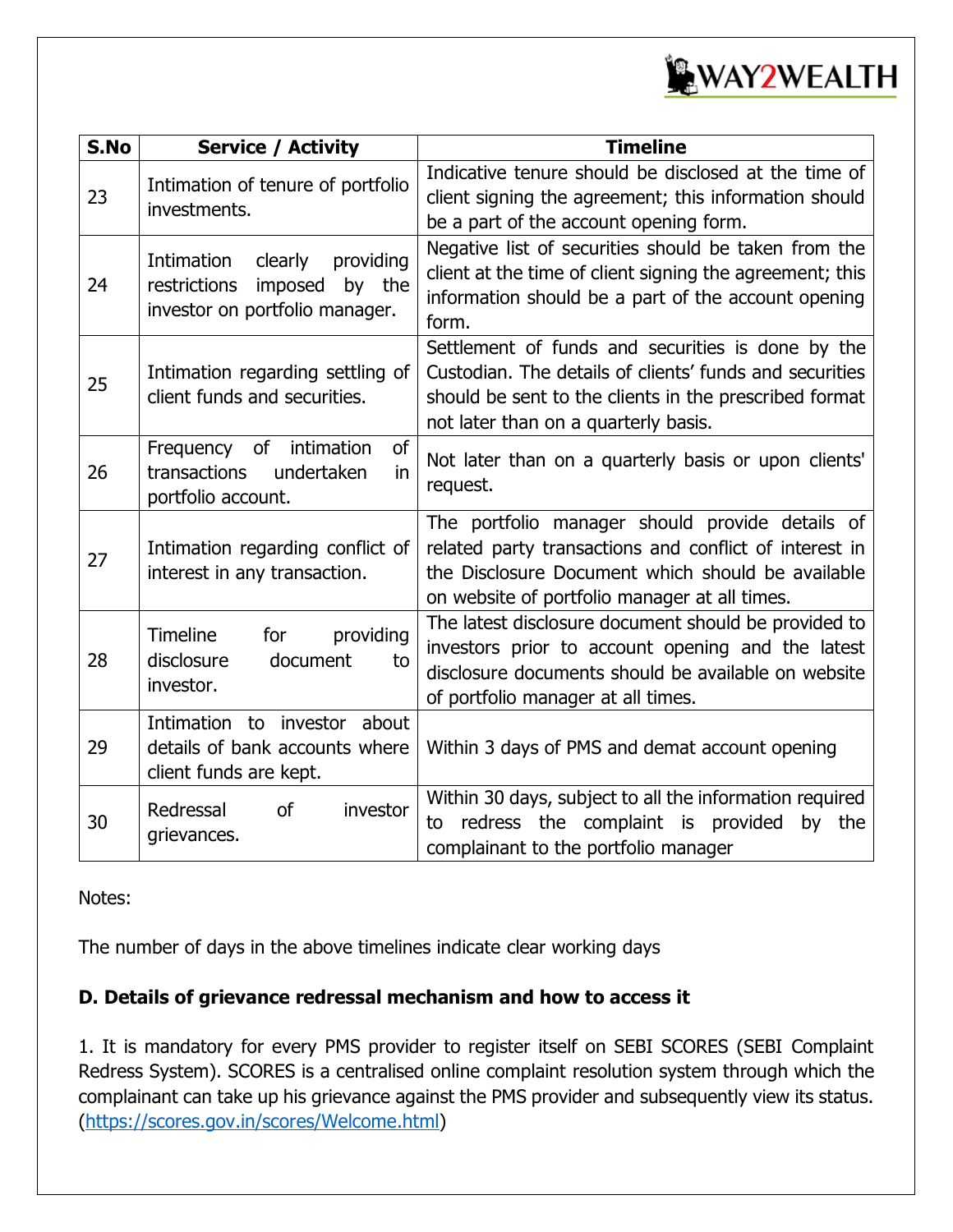| S.No | Service / Activity | Timeline |
|---|---|---|
| 23 | Intimation of tenure of portfolio investments. | Indicative tenure should be disclosed at the time of client signing the agreement; this information should be a part of the account opening form. |
| 24 | Intimation clearly providing restrictions imposed by the investor on portfolio manager. | Negative list of securities should be taken from the client at the time of client signing the agreement; this information should be a part of the account opening form. |
| 25 | Intimation regarding settling of client funds and securities. | Settlement of funds and securities is done by the Custodian. The details of clients' funds and securities should be sent to the clients in the prescribed format not later than on a quarterly basis. |
| 26 | Frequency of intimation of transactions undertaken in portfolio account. | Not later than on a quarterly basis or upon clients' request. |
| 27 | Intimation regarding conflict of interest in any transaction. | The portfolio manager should provide details of related party transactions and conflict of interest in the Disclosure Document which should be available on website of portfolio manager at all times. |
| 28 | Timeline for providing disclosure document to investor. | The latest disclosure document should be provided to investors prior to account opening and the latest disclosure documents should be available on website of portfolio manager at all times. |
| 29 | Intimation to investor about details of bank accounts where client funds are kept. | Within 3 days of PMS and demat account opening |
| 30 | Redressal of investor grievances. | Within 30 days, subject to all the information required to redress the complaint is provided by the complainant to the portfolio manager |

Notes:

The number of days in the above timelines indicate clear working days

**D. Details of grievance redressal mechanism and how to access it**

1. It is mandatory for every PMS provider to register itself on SEBI SCORES (SEBI Complaint Redress System). SCORES is a centralised online complaint resolution system through which the complainant can take up his grievance against the PMS provider and subsequently view its status. (https://scores.gov.in/scores/Welcome.html)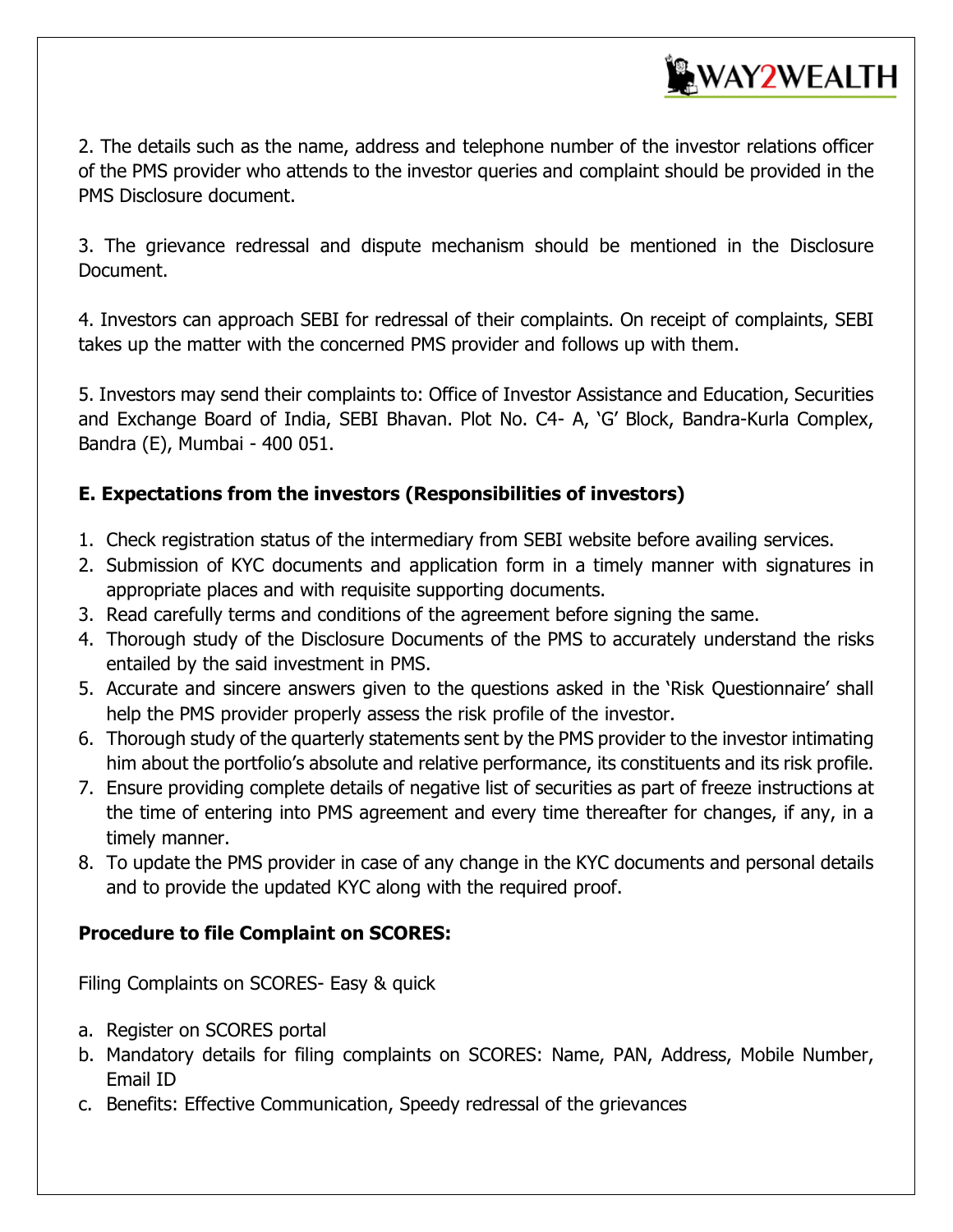2. The details such as the name, address and telephone number of the investor relations officer of the PMS provider who attends to the investor queries and complaint should be provided in the PMS Disclosure document.

3. The grievance redressal and dispute mechanism should be mentioned in the Disclosure Document.

4. Investors can approach SEBI for redressal of their complaints. On receipt of complaints, SEBI takes up the matter with the concerned PMS provider and follows up with them.

5. Investors may send their complaints to: Office of Investor Assistance and Education, Securities and Exchange Board of India, SEBI Bhavan. Plot No. C4- A, 'G' Block, Bandra-Kurla Complex, Bandra (E), Mumbai - 400 051.

## E. Expectations from the investors (Responsibilities of investors)

1. Check registration status of the intermediary from SEBI website before availing services.
2. Submission of KYC documents and application form in a timely manner with signatures in appropriate places and with requisite supporting documents.
3. Read carefully terms and conditions of the agreement before signing the same.
4. Thorough study of the Disclosure Documents of the PMS to accurately understand the risks entailed by the said investment in PMS.
5. Accurate and sincere answers given to the questions asked in the 'Risk Questionnaire' shall help the PMS provider properly assess the risk profile of the investor.
6. Thorough study of the quarterly statements sent by the PMS provider to the investor intimating him about the portfolio's absolute and relative performance, its constituents and its risk profile.
7. Ensure providing complete details of negative list of securities as part of freeze instructions at the time of entering into PMS agreement and every time thereafter for changes, if any, in a timely manner.
8. To update the PMS provider in case of any change in the KYC documents and personal details and to provide the updated KYC along with the required proof.

## Procedure to file Complaint on SCORES:

Filing Complaints on SCORES- Easy & quick

a. Register on SCORES portal
b. Mandatory details for filing complaints on SCORES: Name, PAN, Address, Mobile Number, Email ID
c. Benefits: Effective Communication, Speedy redressal of the grievances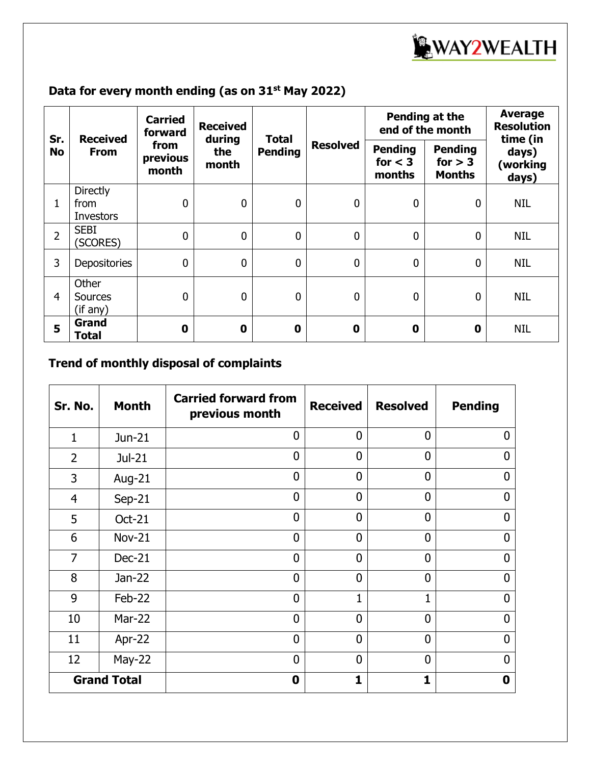### Data for every month ending (as on 31st May 2022)

| Sr. No | Received From | Carried forward from previous month | Received during the month | Total Pending | Resolved | Pending at the end of the month | | Average Resolution time (in days) (working days) |
|---|---|---|---|---|---|---|---|---|
| | | | | | | Pending for < 3 months | Pending for > 3 Months | |
| 1 | Directly from Investors | 0 | 0 | 0 | 0 | 0 | 0 | NIL |
| 2 | SEBI (SCORES) | 0 | 0 | 0 | 0 | 0 | 0 | NIL |
| 3 | Depositories | 0 | 0 | 0 | 0 | 0 | 0 | NIL |
| 4 | Other Sources (if any) | 0 | 0 | 0 | 0 | 0 | 0 | NIL |
| **5** | **Grand Total** | **0** | **0** | **0** | **0** | **0** | **0** | NIL |

### Trend of monthly disposal of complaints

| Sr. No. | Month | Carried forward from previous month | Received | Resolved | Pending |
|---|---|---|---|---|---|
| 1 | Jun-21 | 0 | 0 | 0 | 0 |
| 2 | Jul-21 | 0 | 0 | 0 | 0 |
| 3 | Aug-21 | 0 | 0 | 0 | 0 |
| 4 | Sep-21 | 0 | 0 | 0 | 0 |
| 5 | Oct-21 | 0 | 0 | 0 | 0 |
| 6 | Nov-21 | 0 | 0 | 0 | 0 |
| 7 | Dec-21 | 0 | 0 | 0 | 0 |
| 8 | Jan-22 | 0 | 0 | 0 | 0 |
| 9 | Feb-22 | 0 | 1 | 1 | 0 |
| 10 | Mar-22 | 0 | 0 | 0 | 0 |
| 11 | Apr-22 | 0 | 0 | 0 | 0 |
| 12 | May-22 | 0 | 0 | 0 | 0 |
| **Grand Total** | | **0** | **1** | **1** | **0** |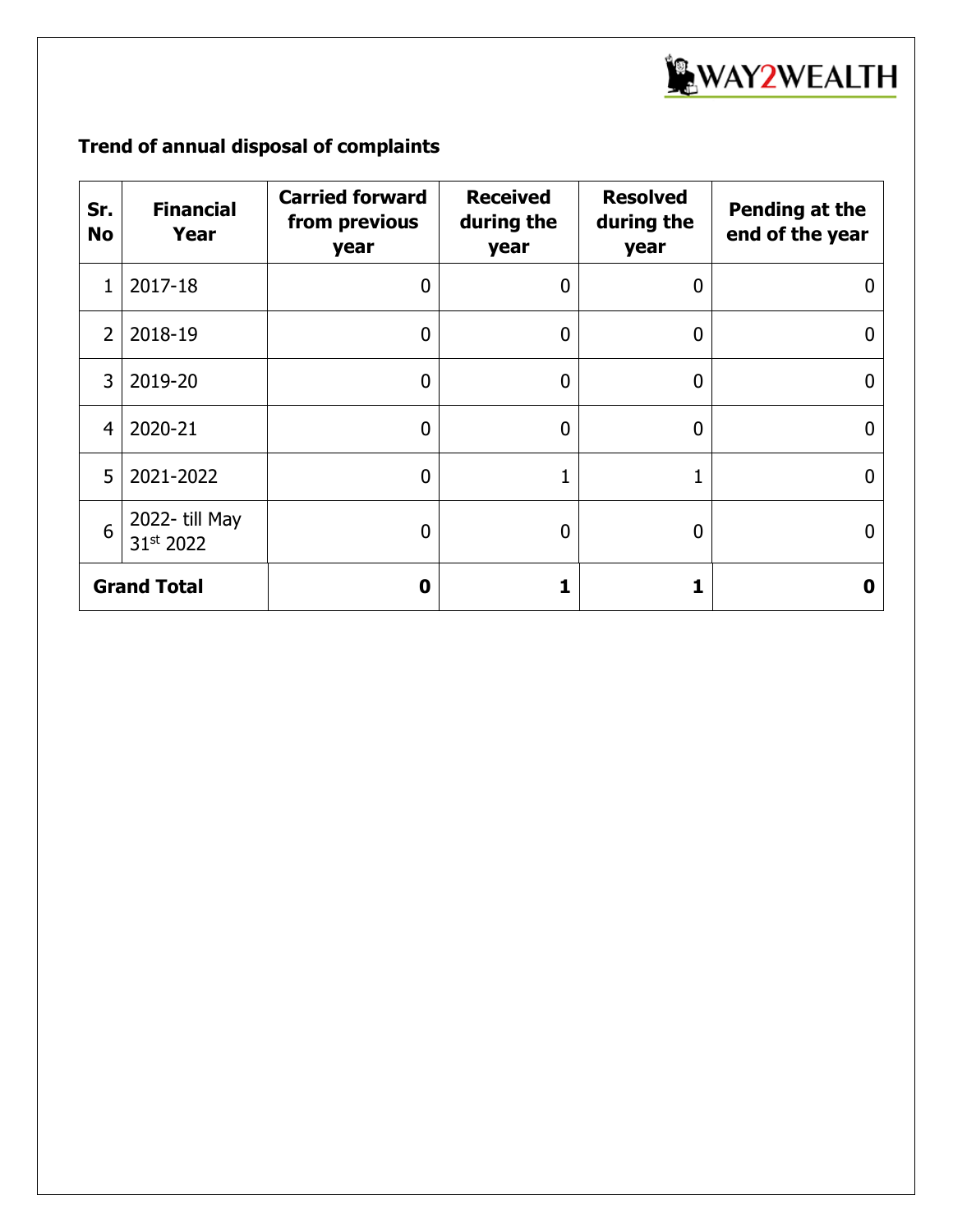## Trend of annual disposal of complaints

| Sr. No | Financial Year | Carried forward from previous year | Received during the year | Resolved during the year | Pending at the end of the year |
|---|---|---|---|---|---|
| 1 | 2017-18 | 0 | 0 | 0 | 0 |
| 2 | 2018-19 | 0 | 0 | 0 | 0 |
| 3 | 2019-20 | 0 | 0 | 0 | 0 |
| 4 | 2020-21 | 0 | 0 | 0 | 0 |
| 5 | 2021-2022 | 0 | 1 | 1 | 0 |
| 6 | 2022- till May 31st 2022 | 0 | 0 | 0 | 0 |
| **Grand Total** | | **0** | **1** | **1** | **0** |